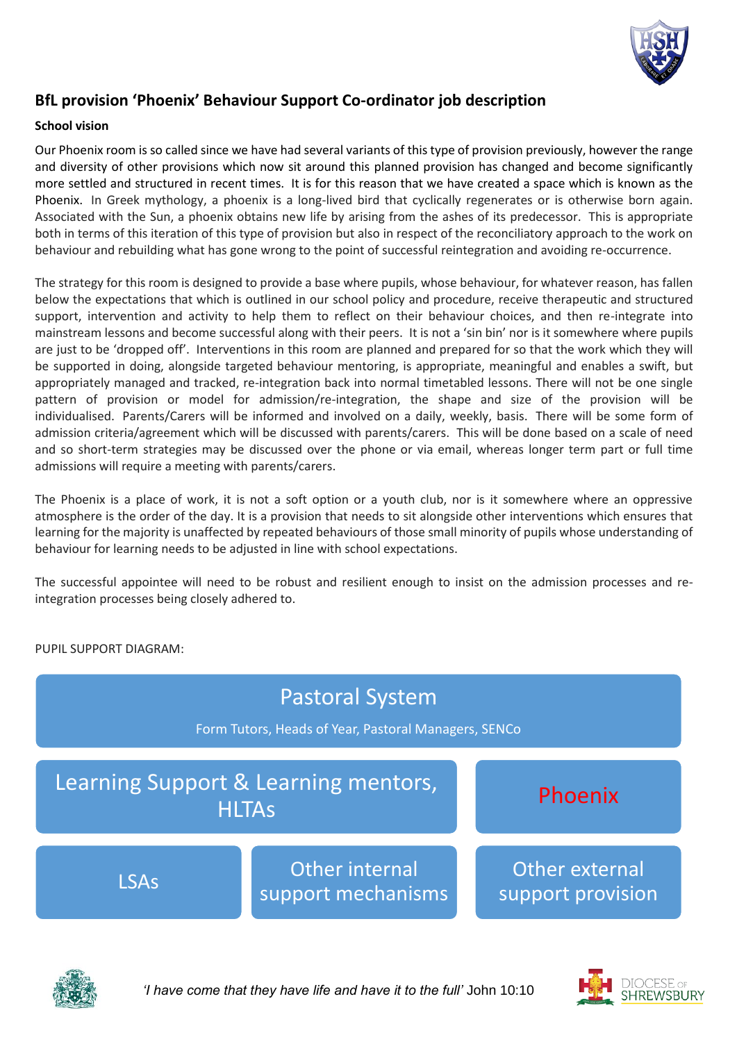## BfL provision 'Phoenix' Behaviour Support Co-ordinator job description

**School vision**

Our Phoenix room is so called since we have had several variants of this type of provision previously, however the range and diversity of other provisions which now sit around this planned provision has changed and become significantly more settled and structured in recent times. It is for this reason that we have created a space which is known as the Phoenix. In Greek mythology, a phoenix is a long-lived bird that cyclically regenerates or is otherwise born again. Associated with the Sun, a phoenix obtains new life by arising from the ashes of its predecessor. This is appropriate both in terms of this iteration of this type of provision but also in respect of the reconciliatory approach to the work on behaviour and rebuilding what has gone wrong to the point of successful reintegration and avoiding re-occurrence.

The strategy for this room is designed to provide a base where pupils, whose behaviour, for whatever reason, has fallen below the expectations that which is outlined in our school policy and procedure, receive therapeutic and structured support, intervention and activity to help them to reflect on their behaviour choices, and then re-integrate into mainstream lessons and become successful along with their peers. It is not a 'sin bin' nor is it somewhere where pupils are just to be 'dropped off'. Interventions in this room are planned and prepared for so that the work which they will be supported in doing, alongside targeted behaviour mentoring, is appropriate, meaningful and enables a swift, but appropriately managed and tracked, re-integration back into normal timetabled lessons. There will not be one single pattern of provision or model for admission/re-integration, the shape and size of the provision will be individualised. Parents/Carers will be informed and involved on a daily, weekly, basis. There will be some form of admission criteria/agreement which will be discussed with parents/carers. This will be done based on a scale of need and so short-term strategies may be discussed over the phone or via email, whereas longer term part or full time admissions will require a meeting with parents/carers.

The Phoenix is a place of work, it is not a soft option or a youth club, nor is it somewhere where an oppressive atmosphere is the order of the day. It is a provision that needs to sit alongside other interventions which ensures that learning for the majority is unaffected by repeated behaviours of those small minority of pupils whose understanding of behaviour for learning needs to be adjusted in line with school expectations.

The successful appointee will need to be robust and resilient enough to insist on the admission processes and re-integration processes being closely adhered to.

PUPIL SUPPORT DIAGRAM:

**Pastoral System**
Form Tutors, Heads of Year, Pastoral Managers, SENCo

| Learning Support & Learning mentors, HLTAs | | Phoenix |
|---|---|---|
| LSAs | Other internal support mechanisms | Other external support provision |

*'I have come that they have life and have it to the full'* John 10:10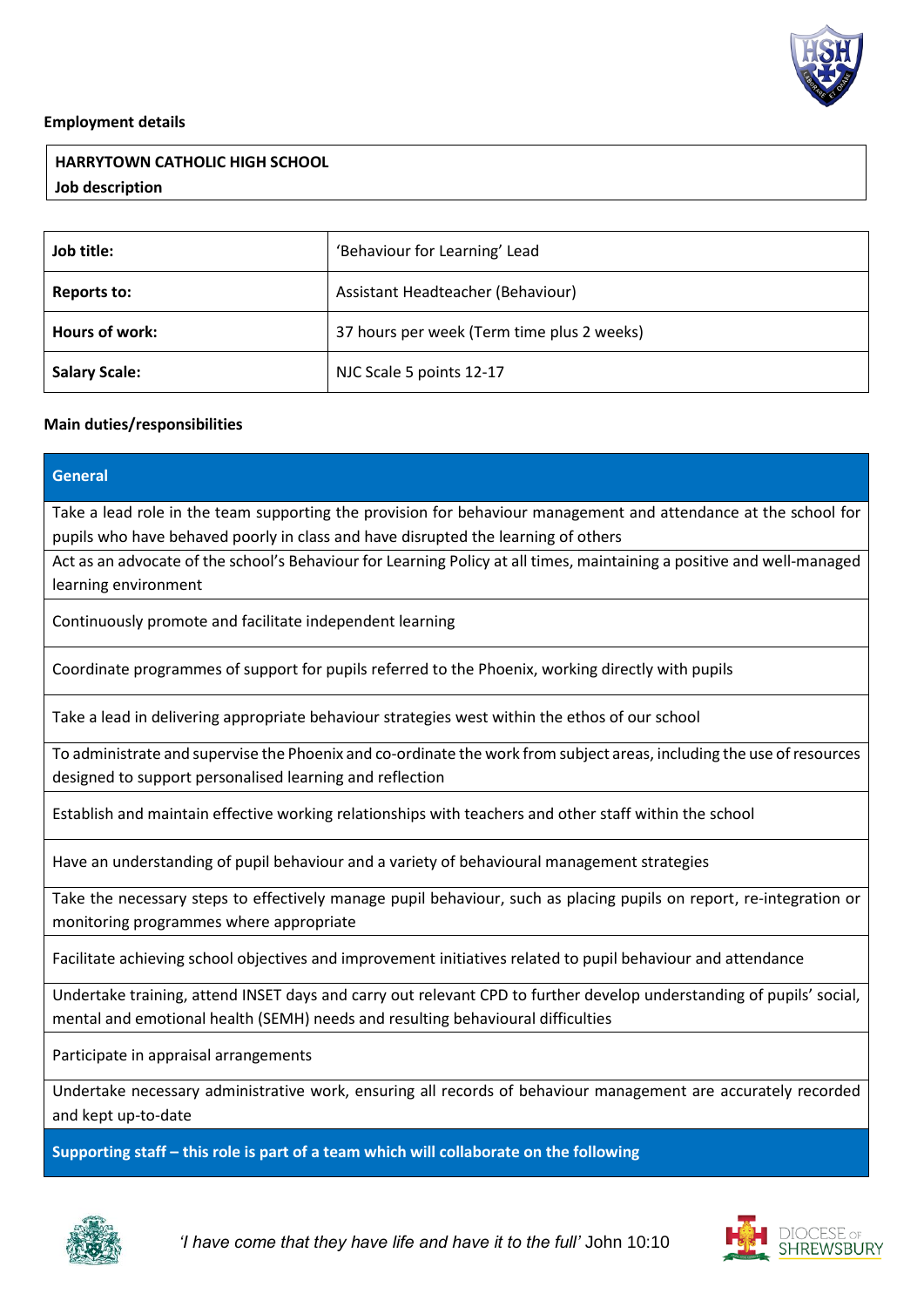**Employment details**

**HARRYTOWN CATHOLIC HIGH SCHOOL**
**Job description**

| **Job title:** | 'Behaviour for Learning' Lead |
|---|---|
| **Reports to:** | Assistant Headteacher (Behaviour) |
| **Hours of work:** | 37 hours per week (Term time plus 2 weeks) |
| **Salary Scale:** | NJC Scale 5 points 12-17 |

**Main duties/responsibilities**

| **General** |
|---|
| Take a lead role in the team supporting the provision for behaviour management and attendance at the school for pupils who have behaved poorly in class and have disrupted the learning of others |
| Act as an advocate of the school's Behaviour for Learning Policy at all times, maintaining a positive and well-managed learning environment |
| Continuously promote and facilitate independent learning |
| Coordinate programmes of support for pupils referred to the Phoenix, working directly with pupils |
| Take a lead in delivering appropriate behaviour strategies west within the ethos of our school |
| To administrate and supervise the Phoenix and co-ordinate the work from subject areas, including the use of resources designed to support personalised learning and reflection |
| Establish and maintain effective working relationships with teachers and other staff within the school |
| Have an understanding of pupil behaviour and a variety of behavioural management strategies |
| Take the necessary steps to effectively manage pupil behaviour, such as placing pupils on report, re-integration or monitoring programmes where appropriate |
| Facilitate achieving school objectives and improvement initiatives related to pupil behaviour and attendance |
| Undertake training, attend INSET days and carry out relevant CPD to further develop understanding of pupils' social, mental and emotional health (SEMH) needs and resulting behavioural difficulties |
| Participate in appraisal arrangements |
| Undertake necessary administrative work, ensuring all records of behaviour management are accurately recorded and kept up-to-date |
| **Supporting staff – this role is part of a team which will collaborate on the following** |

*'I have come that they have life and have it to the full'* John 10:10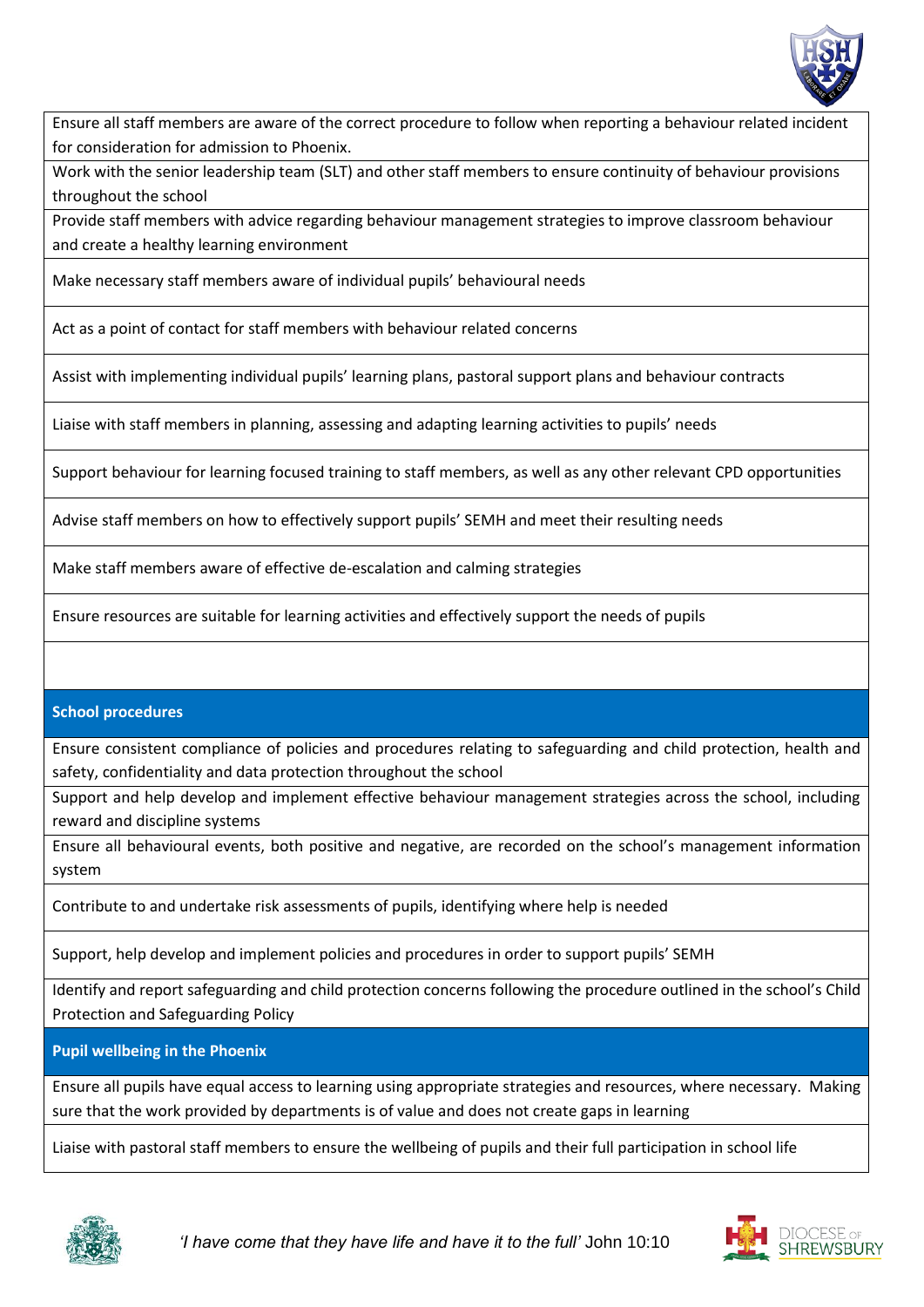| |
|---|
| Ensure all staff members are aware of the correct procedure to follow when reporting a behaviour related incident for consideration for admission to Phoenix. |
| Work with the senior leadership team (SLT) and other staff members to ensure continuity of behaviour provisions throughout the school |
| Provide staff members with advice regarding behaviour management strategies to improve classroom behaviour and create a healthy learning environment |
| Make necessary staff members aware of individual pupils' behavioural needs |
| Act as a point of contact for staff members with behaviour related concerns |
| Assist with implementing individual pupils' learning plans, pastoral support plans and behaviour contracts |
| Liaise with staff members in planning, assessing and adapting learning activities to pupils' needs |
| Support behaviour for learning focused training to staff members, as well as any other relevant CPD opportunities |
| Advise staff members on how to effectively support pupils' SEMH and meet their resulting needs |
| Make staff members aware of effective de-escalation and calming strategies |
| Ensure resources are suitable for learning activities and effectively support the needs of pupils |
| |
| **School procedures** |
| Ensure consistent compliance of policies and procedures relating to safeguarding and child protection, health and safety, confidentiality and data protection throughout the school |
| Support and help develop and implement effective behaviour management strategies across the school, including reward and discipline systems |
| Ensure all behavioural events, both positive and negative, are recorded on the school's management information system |
| Contribute to and undertake risk assessments of pupils, identifying where help is needed |
| Support, help develop and implement policies and procedures in order to support pupils' SEMH |
| Identify and report safeguarding and child protection concerns following the procedure outlined in the school's Child Protection and Safeguarding Policy |
| **Pupil wellbeing in the Phoenix** |
| Ensure all pupils have equal access to learning using appropriate strategies and resources, where necessary. Making sure that the work provided by departments is of value and does not create gaps in learning |
| Liaise with pastoral staff members to ensure the wellbeing of pupils and their full participation in school life |

*'I have come that they have life and have it to the full'* John 10:10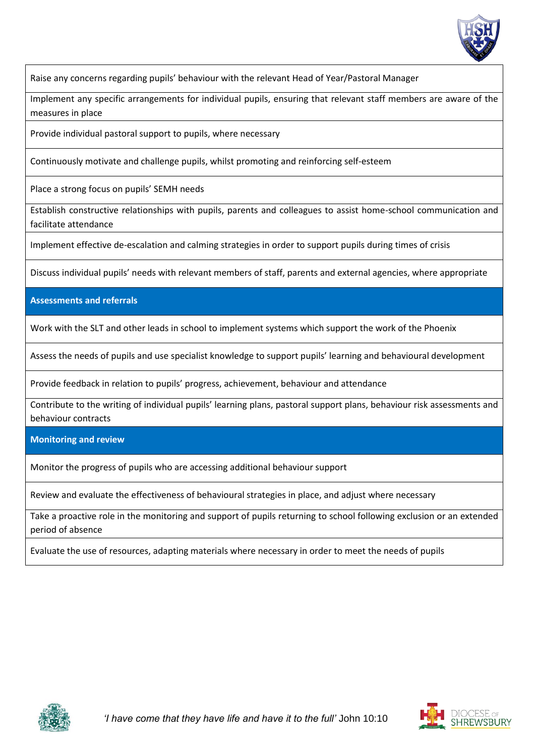| |
|---|
| Raise any concerns regarding pupils' behaviour with the relevant Head of Year/Pastoral Manager |
| Implement any specific arrangements for individual pupils, ensuring that relevant staff members are aware of the measures in place |
| Provide individual pastoral support to pupils, where necessary |
| Continuously motivate and challenge pupils, whilst promoting and reinforcing self-esteem |
| Place a strong focus on pupils' SEMH needs |
| Establish constructive relationships with pupils, parents and colleagues to assist home-school communication and facilitate attendance |
| Implement effective de-escalation and calming strategies in order to support pupils during times of crisis |
| Discuss individual pupils' needs with relevant members of staff, parents and external agencies, where appropriate |
| **Assessments and referrals** |
| Work with the SLT and other leads in school to implement systems which support the work of the Phoenix |
| Assess the needs of pupils and use specialist knowledge to support pupils' learning and behavioural development |
| Provide feedback in relation to pupils' progress, achievement, behaviour and attendance |
| Contribute to the writing of individual pupils' learning plans, pastoral support plans, behaviour risk assessments and behaviour contracts |
| **Monitoring and review** |
| Monitor the progress of pupils who are accessing additional behaviour support |
| Review and evaluate the effectiveness of behavioural strategies in place, and adjust where necessary |
| Take a proactive role in the monitoring and support of pupils returning to school following exclusion or an extended period of absence |
| Evaluate the use of resources, adapting materials where necessary in order to meet the needs of pupils |